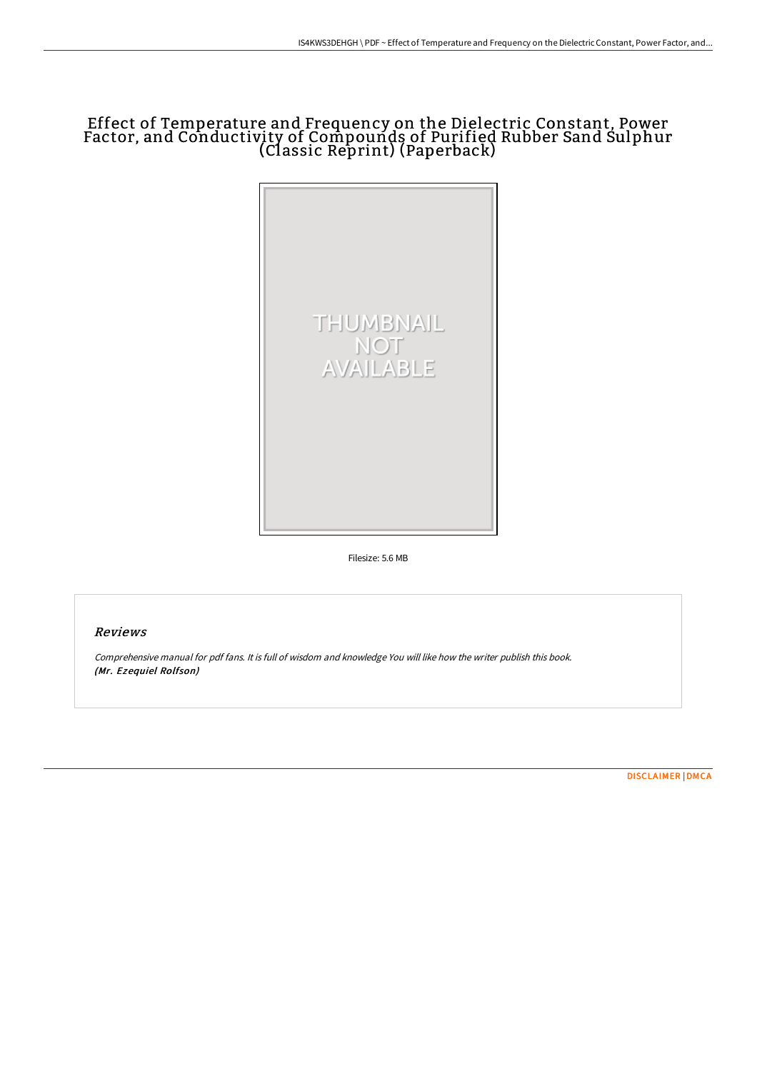# Effect of Temperature and Frequency on the Dielectric Constant, Power Factor, and Conductivity of Compounds of Purified Rubber Sand Sulphur (Classic Reprint) (Paperback)

Filesize: 5.6 MB

## Reviews

*Comprehensive manual for pdf fans. It is full of wisdom and knowledge You will like how the writer publish this book.*
*(Mr. Ezequiel Rolfson)*

[DISCLAIMER](#) | [DMCA](#)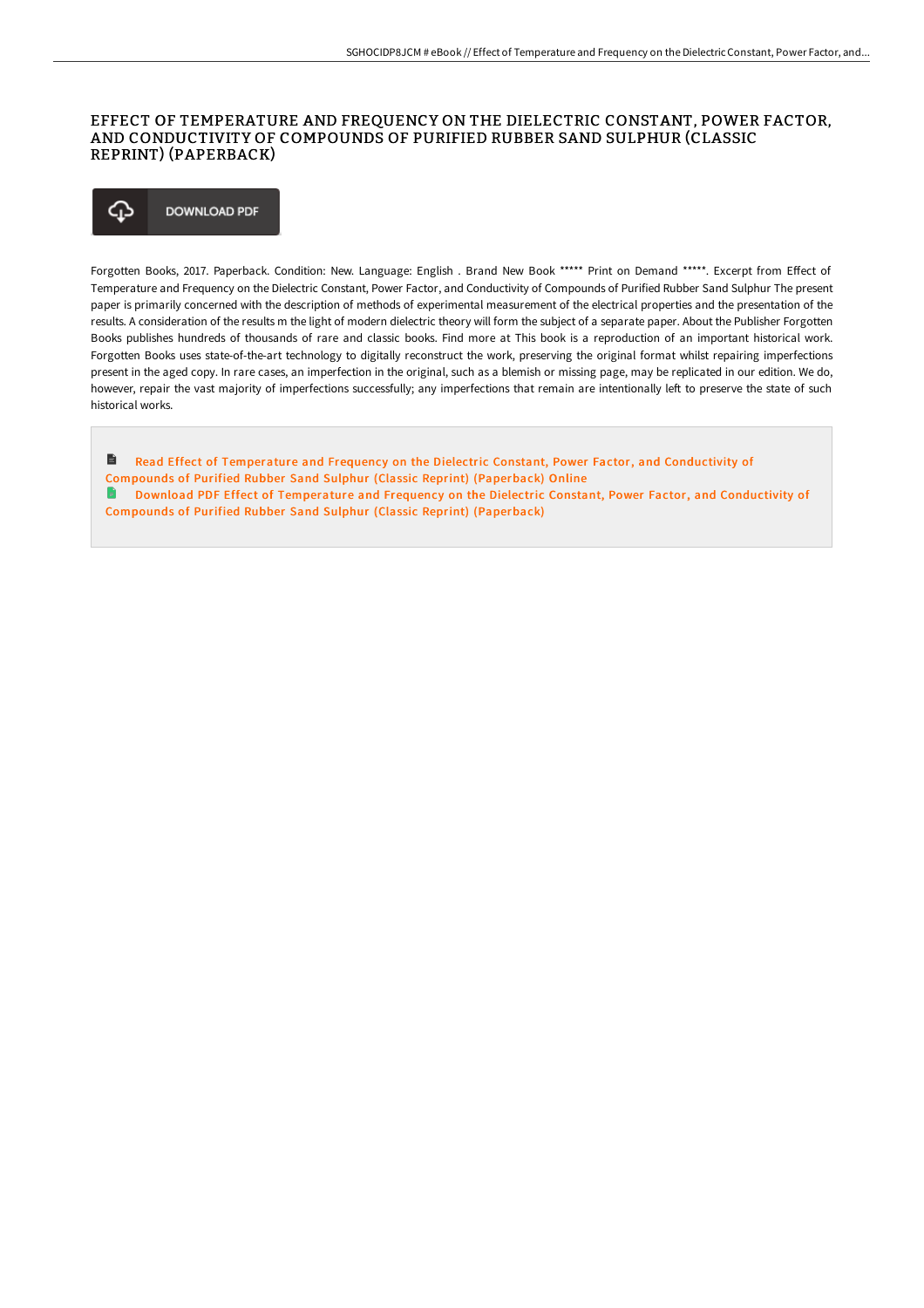# EFFECT OF TEMPERATURE AND FREQUENCY ON THE DIELECTRIC CONSTANT, POWER FACTOR, AND CONDUCTIVITY OF COMPOUNDS OF PURIFIED RUBBER SAND SULPHUR (CLASSIC REPRINT) (PAPERBACK)

DOWNLOAD PDF

Forgotten Books, 2017. Paperback. Condition: New. Language: English . Brand New Book ***** Print on Demand *****. Excerpt from Effect of Temperature and Frequency on the Dielectric Constant, Power Factor, and Conductivity of Compounds of Purified Rubber Sand Sulphur The present paper is primarily concerned with the description of methods of experimental measurement of the electrical properties and the presentation of the results. A consideration of the results m the light of modern dielectric theory will form the subject of a separate paper. About the Publisher Forgotten Books publishes hundreds of thousands of rare and classic books. Find more at This book is a reproduction of an important historical work. Forgotten Books uses state-of-the-art technology to digitally reconstruct the work, preserving the original format whilst repairing imperfections present in the aged copy. In rare cases, an imperfection in the original, such as a blemish or missing page, may be replicated in our edition. We do, however, repair the vast majority of imperfections successfully; any imperfections that remain are intentionally left to preserve the state of such historical works.

Read Effect of Temperature and Frequency on the Dielectric Constant, Power Factor, and Conductivity of Compounds of Purified Rubber Sand Sulphur (Classic Reprint) (Paperback) Online

Download PDF Effect of Temperature and Frequency on the Dielectric Constant, Power Factor, and Conductivity of Compounds of Purified Rubber Sand Sulphur (Classic Reprint) (Paperback)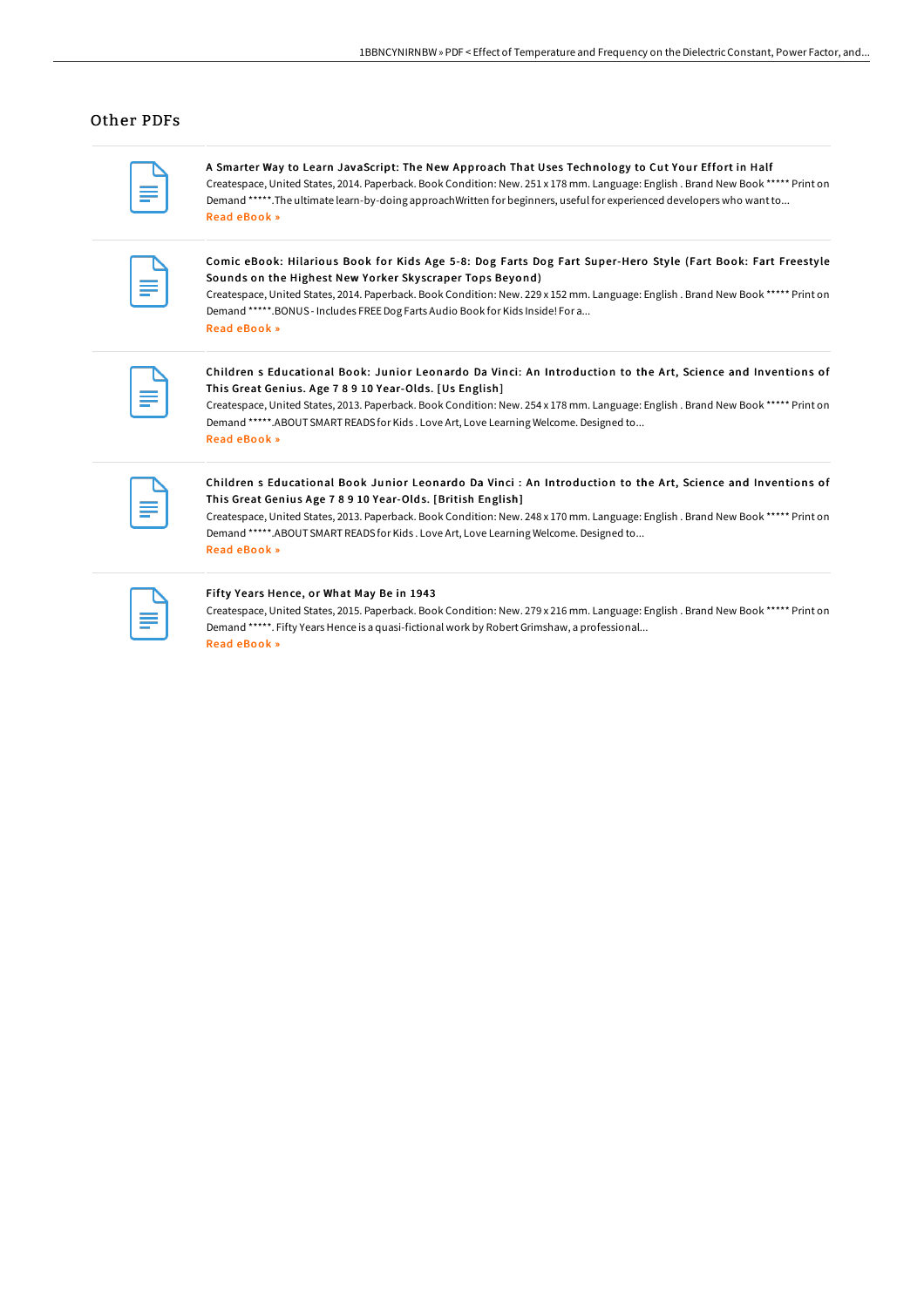## Other PDFs

**A Smarter Way to Learn JavaScript: The New Approach That Uses Technology to Cut Your Effort in Half**
Createspace, United States, 2014. Paperback. Book Condition: New. 251 x 178 mm. Language: English . Brand New Book ***** Print on Demand *****.The ultimate learn-by-doing approachWritten for beginners, useful for experienced developers who want to...
Read eBook »

**Comic eBook: Hilarious Book for Kids Age 5-8: Dog Farts Dog Fart Super-Hero Style (Fart Book: Fart Freestyle Sounds on the Highest New Yorker Skyscraper Tops Beyond)**
Createspace, United States, 2014. Paperback. Book Condition: New. 229 x 152 mm. Language: English . Brand New Book ***** Print on Demand *****.BONUS - Includes FREE Dog Farts Audio Book for Kids Inside! For a...
Read eBook »

**Children s Educational Book: Junior Leonardo Da Vinci: An Introduction to the Art, Science and Inventions of This Great Genius. Age 7 8 9 10 Year-Olds. [Us English]**
Createspace, United States, 2013. Paperback. Book Condition: New. 254 x 178 mm. Language: English . Brand New Book ***** Print on Demand *****.ABOUT SMART READS for Kids . Love Art, Love Learning Welcome. Designed to...
Read eBook »

**Children s Educational Book Junior Leonardo Da Vinci : An Introduction to the Art, Science and Inventions of This Great Genius Age 7 8 9 10 Year-Olds. [British English]**
Createspace, United States, 2013. Paperback. Book Condition: New. 248 x 170 mm. Language: English . Brand New Book ***** Print on Demand *****.ABOUT SMART READS for Kids . Love Art, Love Learning Welcome. Designed to...
Read eBook »

**Fifty Years Hence, or What May Be in 1943**
Createspace, United States, 2015. Paperback. Book Condition: New. 279 x 216 mm. Language: English . Brand New Book ***** Print on Demand *****. Fifty Years Hence is a quasi-fictional work by Robert Grimshaw, a professional...
Read eBook »